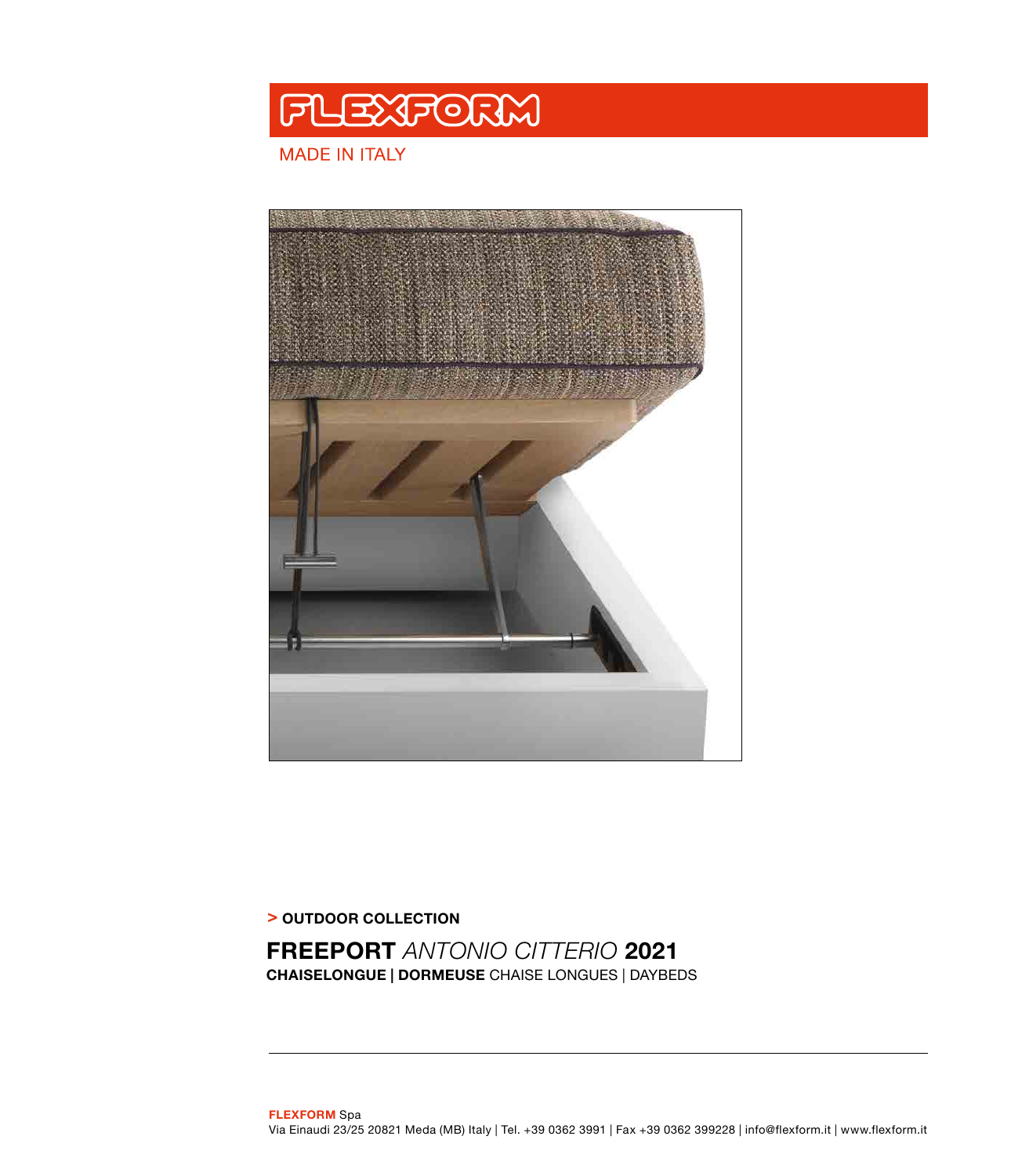FLEXFORM

MADE IN ITALY

> **OUTDOOR COLLECTION**

# **FREEPORT** *ANTONIO CITTERIO* **2021**

**CHAISELONGUE | DORMEUSE** CHAISE LONGUES | DAYBEDS

---

**FLEXFORM** Spa
Via Einaudi 23/25 20821 Meda (MB) Italy | Tel. +39 0362 3991 | Fax +39 0362 399228 | info@flexform.it | www.flexform.it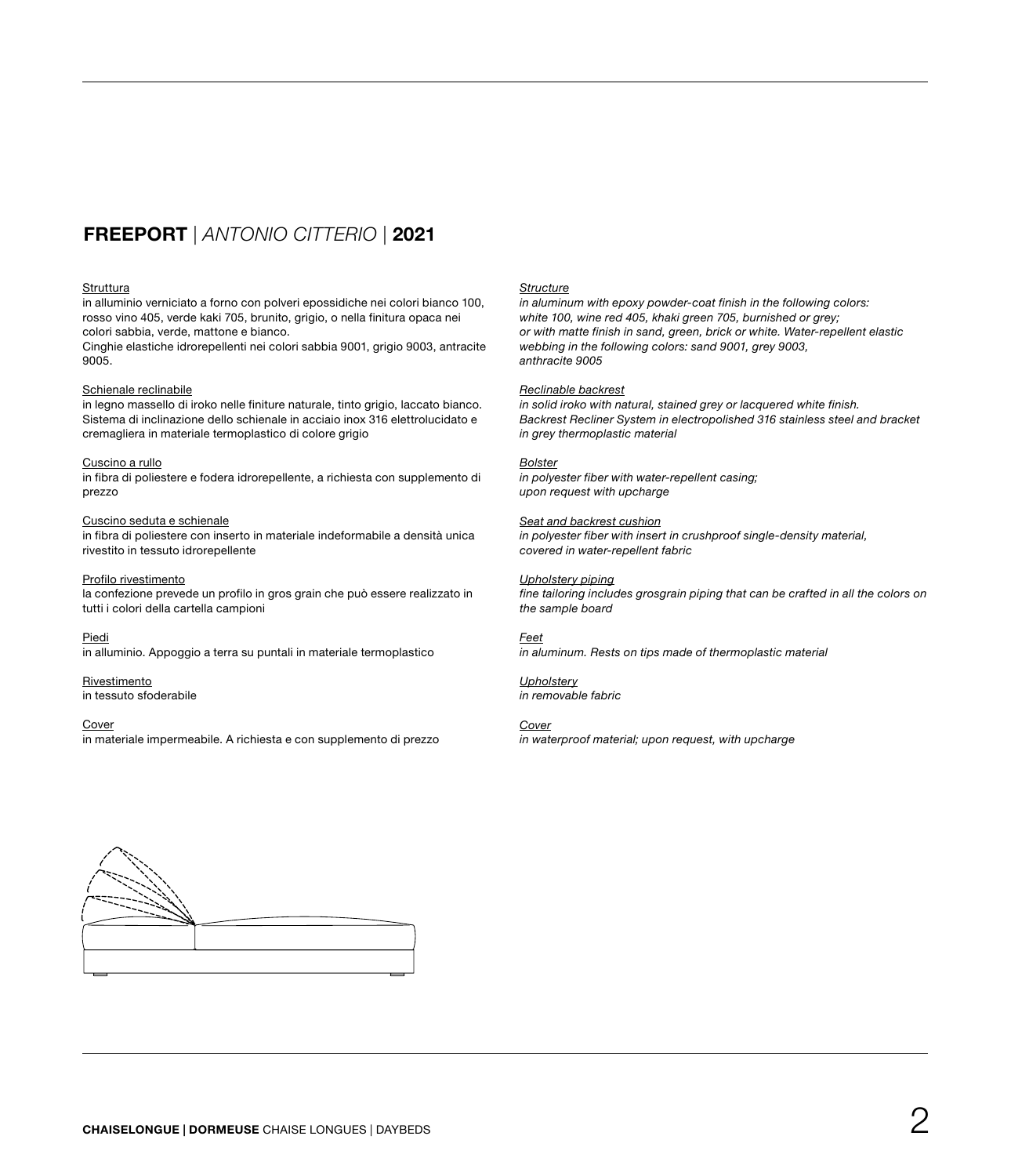## **FREEPORT** | *ANTONIO CITTERIO* | **2021**

Struttura
in alluminio verniciato a forno con polveri epossidiche nei colori bianco 100, rosso vino 405, verde kaki 705, brunito, grigio, o nella finitura opaca nei colori sabbia, verde, mattone e bianco.
Cinghie elastiche idrorepellenti nei colori sabbia 9001, grigio 9003, antracite 9005.

Schienale reclinabile
in legno massello di iroko nelle finiture naturale, tinto grigio, laccato bianco. Sistema di inclinazione dello schienale in acciaio inox 316 elettrolucidato e cremagliera in materiale termoplastico di colore grigio

Cuscino a rullo
in fibra di poliestere e fodera idrorepellente, a richiesta con supplemento di prezzo

Cuscino seduta e schienale
in fibra di poliestere con inserto in materiale indeformabile a densità unica rivestito in tessuto idrorepellente

Profilo rivestimento
la confezione prevede un profilo in gros grain che può essere realizzato in tutti i colori della cartella campioni

Piedi
in alluminio. Appoggio a terra su puntali in materiale termoplastico

Rivestimento
in tessuto sfoderabile

Cover
in materiale impermeabile. A richiesta e con supplemento di prezzo

*Structure*
*in aluminum with epoxy powder-coat finish in the following colors: white 100, wine red 405, khaki green 705, burnished or grey; or with matte finish in sand, green, brick or white. Water-repellent elastic webbing in the following colors: sand 9001, grey 9003, anthracite 9005*

*Reclinable backrest*
*in solid iroko with natural, stained grey or lacquered white finish. Backrest Recliner System in electropolished 316 stainless steel and bracket in grey thermoplastic material*

*Bolster*
*in polyester fiber with water-repellent casing; upon request with upcharge*

*Seat and backrest cushion*
*in polyester fiber with insert in crushproof single-density material, covered in water-repellent fabric*

*Upholstery piping*
*fine tailoring includes grosgrain piping that can be crafted in all the colors on the sample board*

*Feet*
*in aluminum. Rests on tips made of thermoplastic material*

*Upholstery*
*in removable fabric*

*Cover*
*in waterproof material; upon request, with upcharge*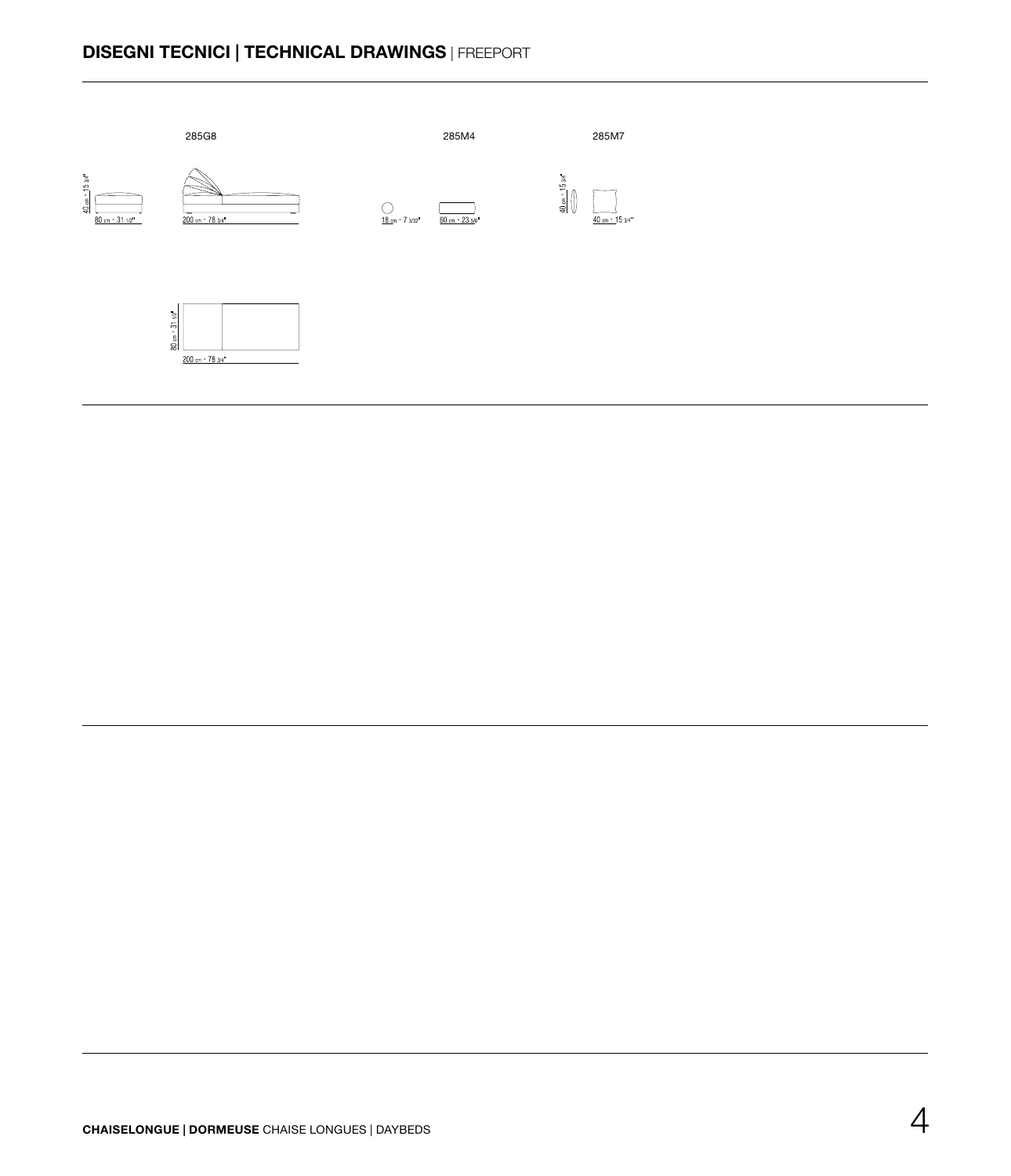## DISEGNI TECNICI | TECHNICAL DRAWINGS | FREEPORT

285G8

40 cm - 15 3/4"

80 cm - 31 1/2"

200 cm - 78 3/4"

80 cm - 31 1/2"

200 cm - 78 3/4"

285M4

18 cm - 7 3/32"

60 cm - 23 5/8"

285M7

40 cm - 15 3/4"

40 cm - 15 3/4"

**CHAISELONGUE | DORMEUSE** CHAISE LONGUES | DAYBEDS